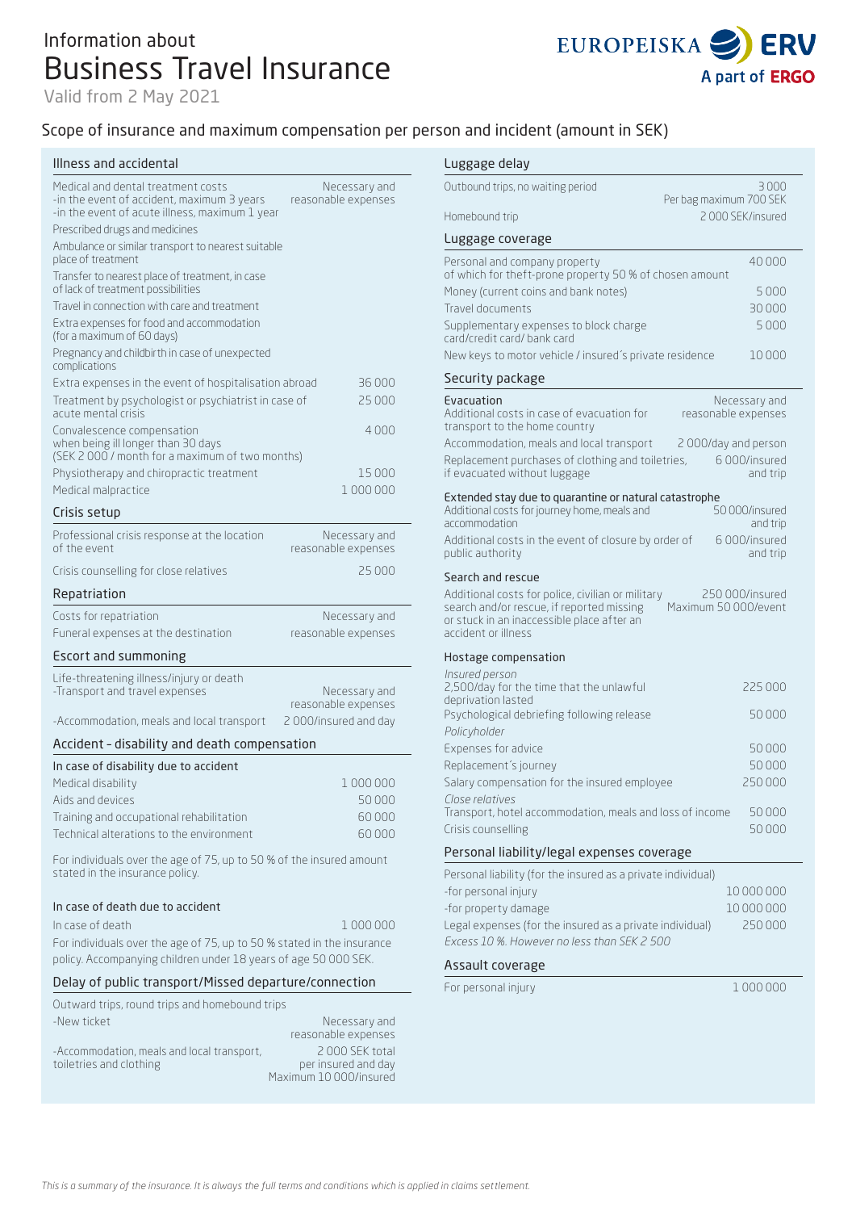# Information about Business Travel Insurance

Valid from 2 May 2021

## Scope of insurance and maximum compensation per person and incident (amount in SEK)

### Illness and accidental

| | |
|---|---|
| Medical and dental treatment costs<br>-in the event of accident, maximum 3 years<br>-in the event of acute illness, maximum 1 year | Necessary and reasonable expenses |
| Prescribed drugs and medicines | |
| Ambulance or similar transport to nearest suitable place of treatment | |
| Transfer to nearest place of treatment, in case of lack of treatment possibilities | |
| Travel in connection with care and treatment | |
| Extra expenses for food and accommodation (for a maximum of 60 days) | |
| Pregnancy and childbirth in case of unexpected complications | |
| Extra expenses in the event of hospitalisation abroad | 36 000 |
| Treatment by psychologist or psychiatrist in case of acute mental crisis | 25 000 |
| Convalescence compensation when being ill longer than 30 days (SEK 2 000 / month for a maximum of two months) | 4 000 |
| Physiotherapy and chiropractic treatment | 15 000 |
| Medical malpractice | 1 000 000 |

### Crisis setup

| | |
|---|---|
| Professional crisis response at the location of the event | Necessary and reasonable expenses |
| Crisis counselling for close relatives | 25 000 |

### Repatriation

| | |
|---|---|
| Costs for repatriation | Necessary and reasonable expenses |
| Funeral expenses at the destination | |

### Escort and summoning

| | |
|---|---|
| Life-threatening illness/injury or death<br>-Transport and travel expenses | Necessary and reasonable expenses |
| -Accommodation, meals and local transport | 2 000/insured and day |

### Accident - disability and death compensation

**In case of disability due to accident**

| | |
|---|---|
| Medical disability | 1 000 000 |
| Aids and devices | 50 000 |
| Training and occupational rehabilitation | 60 000 |
| Technical alterations to the environment | 60 000 |

For individuals over the age of 75, up to 50 % of the insured amount stated in the insurance policy.

**In case of death due to accident**

| | |
|---|---|
| In case of death | 1 000 000 |

For individuals over the age of 75, up to 50 % stated in the insurance policy. Accompanying children under 18 years of age 50 000 SEK.

### Delay of public transport/Missed departure/connection

| | |
|---|---|
| Outward trips, round trips and homebound trips | |
| -New ticket | Necessary and reasonable expenses |
| -Accommodation, meals and local transport, toiletries and clothing | 2 000 SEK total per insured and day<br>Maximum 10 000/insured |

### Luggage delay

| | |
|---|---|
| Outbound trips, no waiting period | 3 000<br>Per bag maximum 700 SEK |
| Homebound trip | 2 000 SEK/insured |

### Luggage coverage

| | |
|---|---|
| Personal and company property<br>of which for theft-prone property 50 % of chosen amount | 40 000 |
| Money (current coins and bank notes) | 5 000 |
| Travel documents | 30 000 |
| Supplementary expenses to block charge card/credit card/ bank card | 5 000 |
| New keys to motor vehicle / insured´s private residence | 10 000 |

### Security package

| | |
|---|---|
| **Evacuation**<br>Additional costs in case of evacuation for transport to the home country | Necessary and reasonable expenses |
| Accommodation, meals and local transport | 2 000/day and person |
| Replacement purchases of clothing and toiletries, if evacuated without luggage | 6 000/insured and trip |
| **Extended stay due to quarantine or natural catastrophe**<br>Additional costs for journey home, meals and accommodation | 50 000/insured and trip |
| Additional costs in the event of closure by order of public authority | 6 000/insured and trip |
| **Search and rescue**<br>Additional costs for police, civilian or military search and/or rescue, if reported missing or stuck in an inaccessible place after an accident or illness | 250 000/insured<br>Maximum 50 000/event |

**Hostage compensation**

| | |
|---|---|
| *Insured person*<br>2,500/day for the time that the unlawful deprivation lasted | 225 000 |
| Psychological debriefing following release | 50 000 |
| *Policyholder* | |
| Expenses for advice | 50 000 |
| Replacement´s journey | 50 000 |
| Salary compensation for the insured employee | 250 000 |
| *Close relatives*<br>Transport, hotel accommodation, meals and loss of income | 50 000 |
| Crisis counselling | 50 000 |

### Personal liability/legal expenses coverage

| | |
|---|---|
| Personal liability (for the insured as a private individual) | |
| -for personal injury | 10 000 000 |
| -for property damage | 10 000 000 |
| Legal expenses (for the insured as a private individual)<br>*Excess 10 %. However no less than SEK 2 500* | 250 000 |

### Assault coverage

| | |
|---|---|
| For personal injury | 1 000 000 |

*This is a summary of the insurance. It is always the full terms and conditions which is applied in claims settlement.*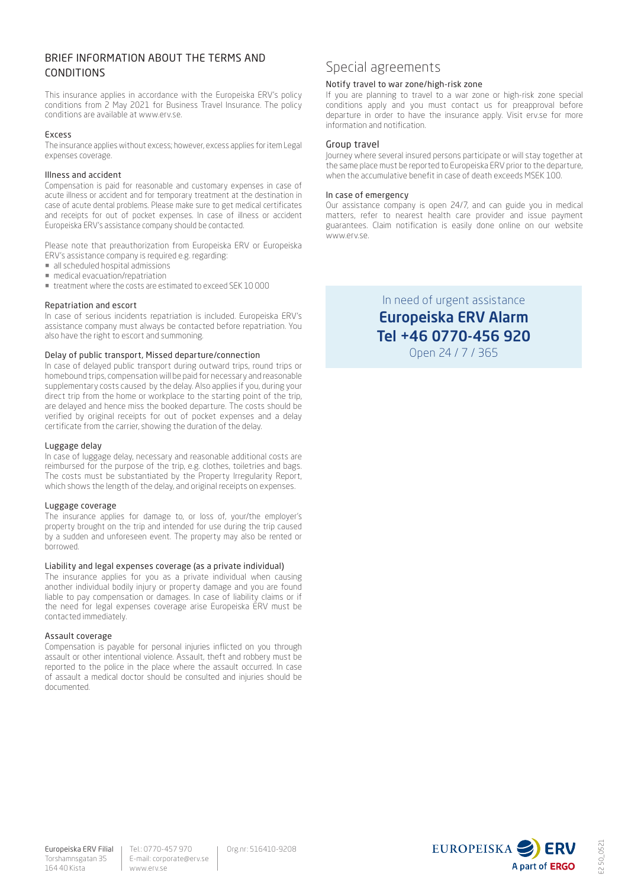## BRIEF INFORMATION ABOUT THE TERMS AND CONDITIONS

This insurance applies in accordance with the Europeiska ERV's policy conditions from 2 May 2021 for Business Travel Insurance. The policy conditions are available at www.erv.se.

### Excess

The insurance applies without excess; however, excess applies for item Legal expenses coverage.

### Illness and accident

Compensation is paid for reasonable and customary expenses in case of acute illness or accident and for temporary treatment at the destination in case of acute dental problems. Please make sure to get medical certificates and receipts for out of pocket expenses. In case of illness or accident Europeiska ERV's assistance company should be contacted.

Please note that preauthorization from Europeiska ERV or Europeiska ERV's assistance company is required e.g. regarding:

- all scheduled hospital admissions
- medical evacuation/repatriation
- treatment where the costs are estimated to exceed SEK 10 000

### Repatriation and escort

In case of serious incidents repatriation is included. Europeiska ERV's assistance company must always be contacted before repatriation. You also have the right to escort and summoning.

### Delay of public transport, Missed departure/connection

In case of delayed public transport during outward trips, round trips or homebound trips, compensation will be paid for necessary and reasonable supplementary costs caused by the delay. Also applies if you, during your direct trip from the home or workplace to the starting point of the trip, are delayed and hence miss the booked departure. The costs should be verified by original receipts for out of pocket expenses and a delay certificate from the carrier, showing the duration of the delay.

### Luggage delay

In case of luggage delay, necessary and reasonable additional costs are reimbursed for the purpose of the trip, e.g. clothes, toiletries and bags. The costs must be substantiated by the Property Irregularity Report, which shows the length of the delay, and original receipts on expenses.

### Luggage coverage

The insurance applies for damage to, or loss of, your/the employer's property brought on the trip and intended for use during the trip caused by a sudden and unforeseen event. The property may also be rented or borrowed.

### Liability and legal expenses coverage (as a private individual)

The insurance applies for you as a private individual when causing another individual bodily injury or property damage and you are found liable to pay compensation or damages. In case of liability claims or if the need for legal expenses coverage arise Europeiska ERV must be contacted immediately.

### Assault coverage

Compensation is payable for personal injuries inflicted on you through assault or other intentional violence. Assault, theft and robbery must be reported to the police in the place where the assault occurred. In case of assault a medical doctor should be consulted and injuries should be documented.

## Special agreements

### Notify travel to war zone/high-risk zone

If you are planning to travel to a war zone or high-risk zone special conditions apply and you must contact us for preapproval before departure in order to have the insurance apply. Visit erv.se for more information and notification.

### Group travel

Journey where several insured persons participate or will stay together at the same place must be reported to Europeiska ERV prior to the departure, when the accumulative benefit in case of death exceeds MSEK 100.

### In case of emergency

Our assistance company is open 24/7, and can guide you in medical matters, refer to nearest health care provider and issue payment guarantees. Claim notification is easily done online on our website www.erv.se.

In need of urgent assistance

**Europeiska ERV Alarm**

**Tel +46 0770-456 920**

Open 24 / 7 / 365

Europeiska ERV Filial
Torshamnsgatan 35
164 40 Kista

Tel.: 0770-457 970
E-mail: corporate@erv.se
www.erv.se

Org.nr: 516410-9208

EUROPEISKA ERV
A part of ERGO

E2 50_0521